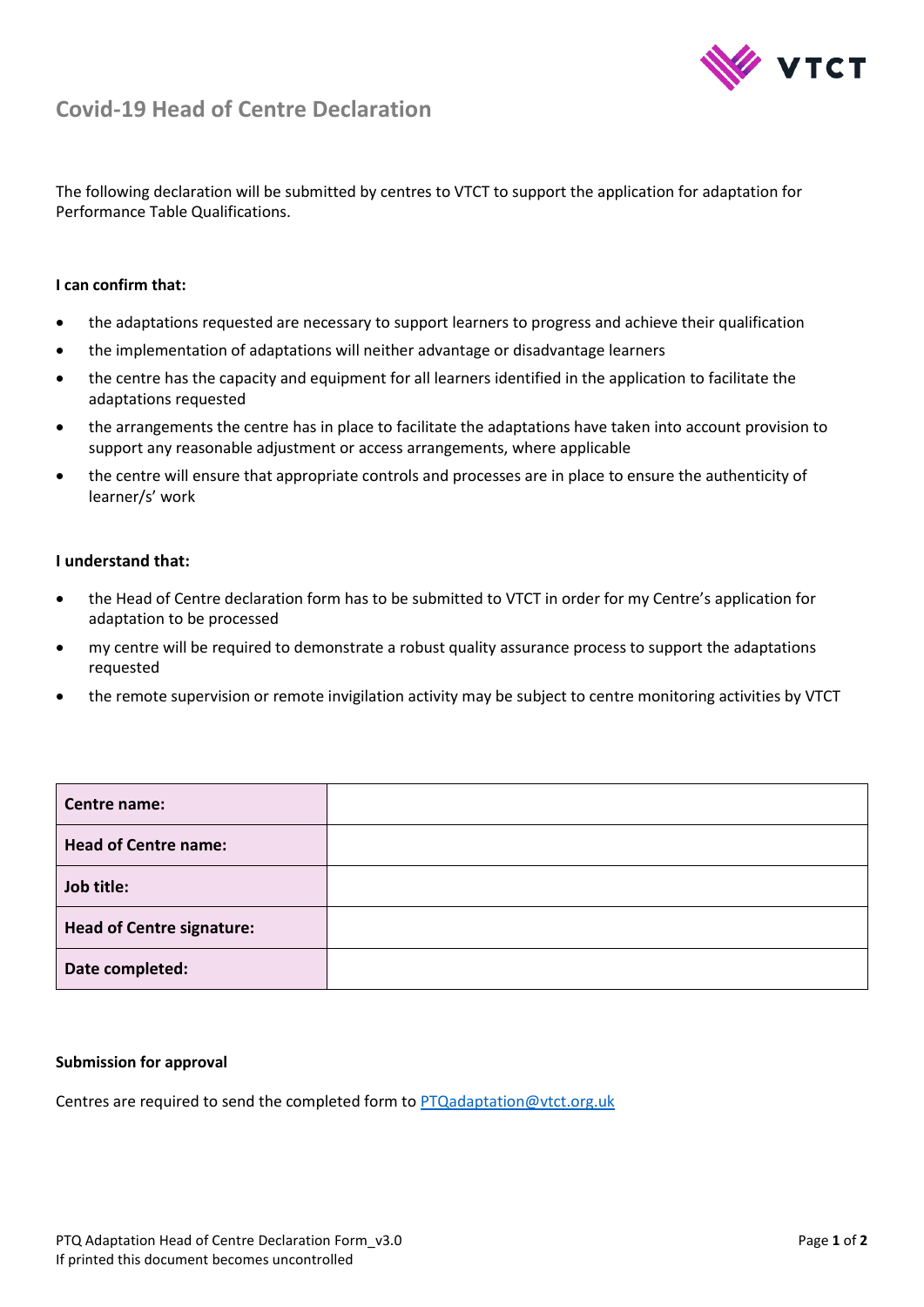# Covid-19 Head of Centre Declaration

The following declaration will be submitted by centres to VTCT to support the application for adaptation for Performance Table Qualifications.

**I can confirm that:**

- the adaptations requested are necessary to support learners to progress and achieve their qualification
- the implementation of adaptations will neither advantage or disadvantage learners
- the centre has the capacity and equipment for all learners identified in the application to facilitate the adaptations requested
- the arrangements the centre has in place to facilitate the adaptations have taken into account provision to support any reasonable adjustment or access arrangements, where applicable
- the centre will ensure that appropriate controls and processes are in place to ensure the authenticity of learner/s' work

**I understand that:**

- the Head of Centre declaration form has to be submitted to VTCT in order for my Centre's application for adaptation to be processed
- my centre will be required to demonstrate a robust quality assurance process to support the adaptations requested
- the remote supervision or remote invigilation activity may be subject to centre monitoring activities by VTCT

| | |
|---|---|
| **Centre name:** | |
| **Head of Centre name:** | |
| **Job title:** | |
| **Head of Centre signature:** | |
| **Date completed:** | |

**Submission for approval**

Centres are required to send the completed form to PTQadaptation@vtct.org.uk

PTQ Adaptation Head of Centre Declaration Form_v3.0
If printed this document becomes uncontrolled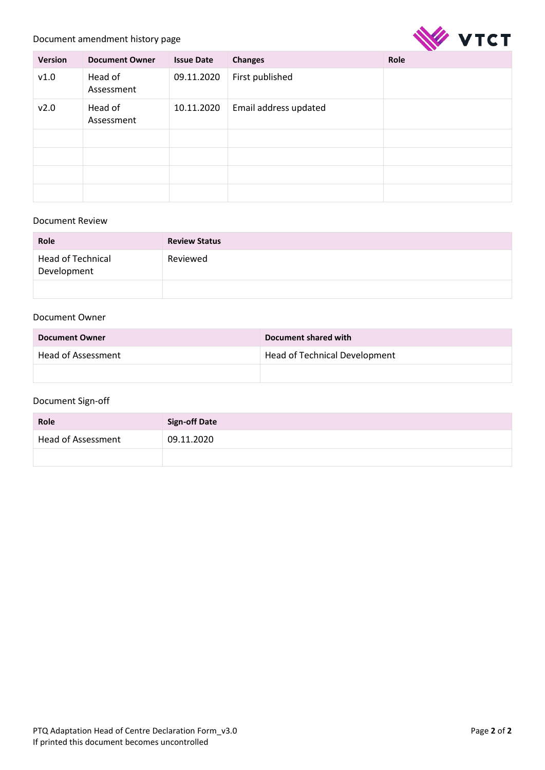Document amendment history page

| Version | Document Owner | Issue Date | Changes | Role |
|---|---|---|---|---|
| v1.0 | Head of Assessment | 09.11.2020 | First published | |
| v2.0 | Head of Assessment | 10.11.2020 | Email address updated | |
| | | | | |
| | | | | |
| | | | | |
| | | | | |

Document Review

| Role | Review Status |
|---|---|
| Head of Technical Development | Reviewed |
| | |

Document Owner

| Document Owner | Document shared with |
|---|---|
| Head of Assessment | Head of Technical Development |
| | |

Document Sign-off

| Role | Sign-off Date |
|---|---|
| Head of Assessment | 09.11.2020 |
| | |